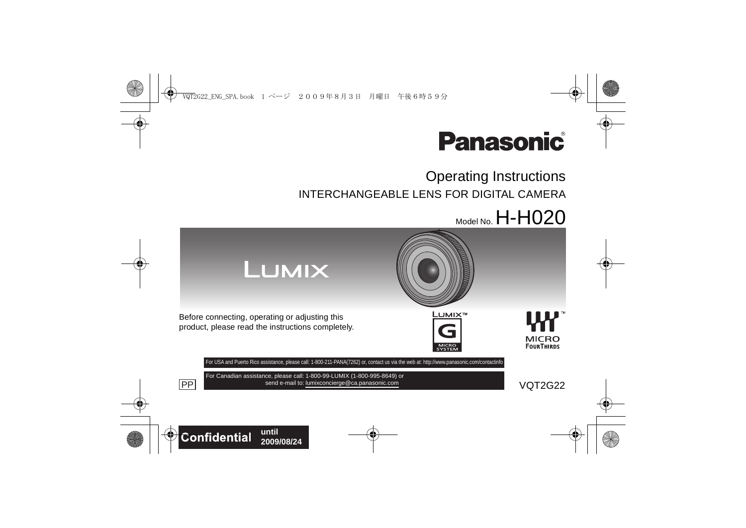# Panasonic®

## Operating Instructions

INTERCHANGEABLE LENS FOR DIGITAL CAMERA

Model No. H-H020

LUMIX

Before connecting, operating or adjusting this product, please read the instructions completely.

For USA and Puerto Rico assistance, please call: 1-800-211-PANA(7262) or, contact us via the web at: http://www.panasonic.com/contactinfo

For Canadian assistance, please call: 1-800-99-LUMIX (1-800-995-8649) or send e-mail to: lumixconcierge@ca.panasonic.com

PP

VQT2G22

**Confidential** until 2009/08/24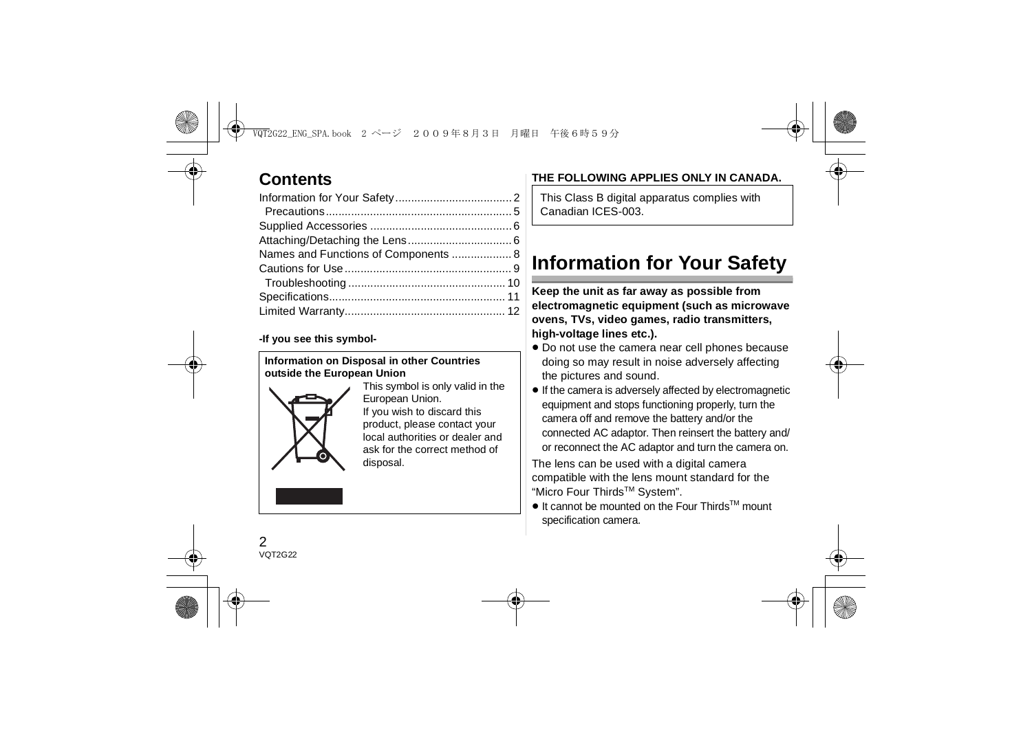## Contents

- Information for Your Safety .................................... 2
  - Precautions .......................................................... 5
- Supplied Accessories ............................................ 6
- Attaching/Detaching the Lens ................................ 6
- Names and Functions of Components .................. 8
- Cautions for Use .................................................... 9
  - Troubleshooting .................................................. 10
- Specifications ....................................................... 11
- Limited Warranty .................................................. 12

**-If you see this symbol-**

**Information on Disposal in other Countries outside the European Union**

This symbol is only valid in the European Union.
If you wish to discard this product, please contact your local authorities or dealer and ask for the correct method of disposal.

**THE FOLLOWING APPLIES ONLY IN CANADA.**

This Class B digital apparatus complies with Canadian ICES-003.

# Information for Your Safety

**Keep the unit as far away as possible from electromagnetic equipment (such as microwave ovens, TVs, video games, radio transmitters, high-voltage lines etc.).**

- Do not use the camera near cell phones because doing so may result in noise adversely affecting the pictures and sound.
- If the camera is adversely affected by electromagnetic equipment and stops functioning properly, turn the camera off and remove the battery and/or the connected AC adaptor. Then reinsert the battery and/or reconnect the AC adaptor and turn the camera on.

The lens can be used with a digital camera compatible with the lens mount standard for the "Micro Four Thirds™ System".

- It cannot be mounted on the Four Thirds™ mount specification camera.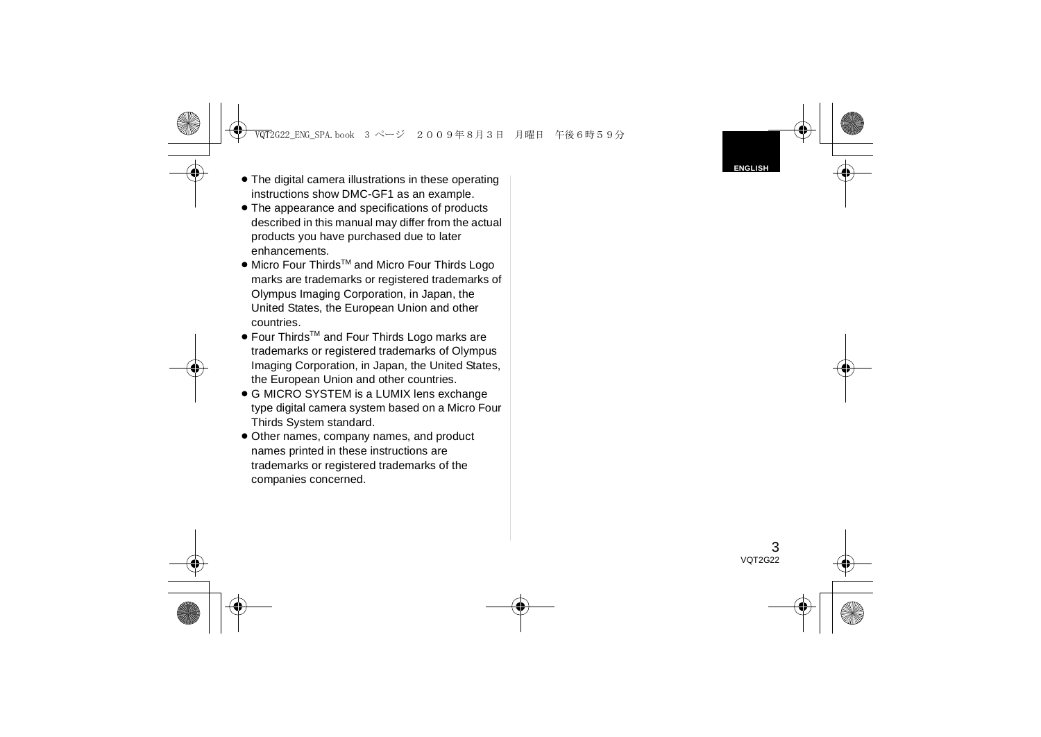- The digital camera illustrations in these operating instructions show DMC-GF1 as an example.
- The appearance and specifications of products described in this manual may differ from the actual products you have purchased due to later enhancements.
- Micro Four Thirds™ and Micro Four Thirds Logo marks are trademarks or registered trademarks of Olympus Imaging Corporation, in Japan, the United States, the European Union and other countries.
- Four Thirds™ and Four Thirds Logo marks are trademarks or registered trademarks of Olympus Imaging Corporation, in Japan, the United States, the European Union and other countries.
- G MICRO SYSTEM is a LUMIX lens exchange type digital camera system based on a Micro Four Thirds System standard.
- Other names, company names, and product names printed in these instructions are trademarks or registered trademarks of the companies concerned.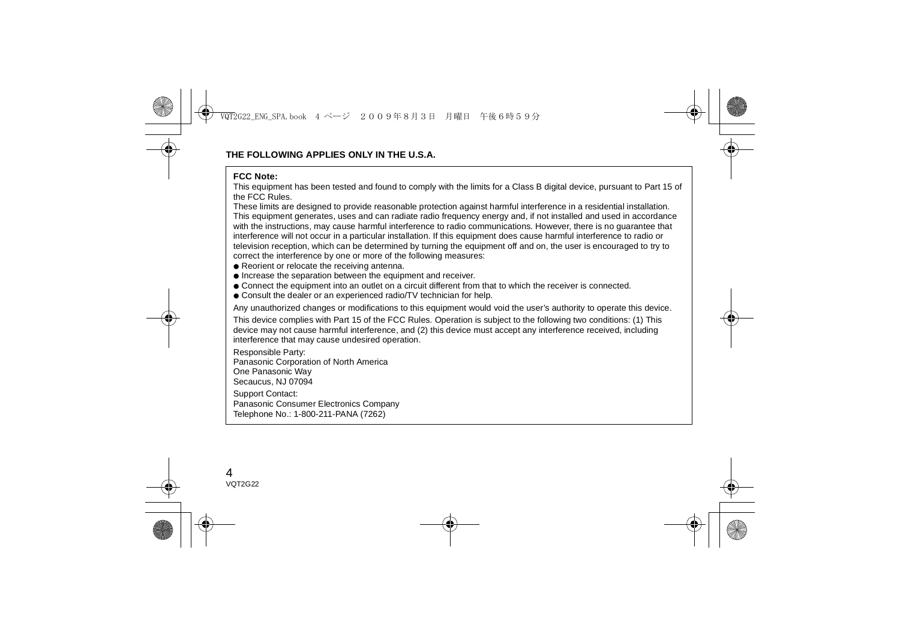**THE FOLLOWING APPLIES ONLY IN THE U.S.A.**

**FCC Note:**

This equipment has been tested and found to comply with the limits for a Class B digital device, pursuant to Part 15 of the FCC Rules.

These limits are designed to provide reasonable protection against harmful interference in a residential installation. This equipment generates, uses and can radiate radio frequency energy and, if not installed and used in accordance with the instructions, may cause harmful interference to radio communications. However, there is no guarantee that interference will not occur in a particular installation. If this equipment does cause harmful interference to radio or television reception, which can be determined by turning the equipment off and on, the user is encouraged to try to correct the interference by one or more of the following measures:

- Reorient or relocate the receiving antenna.
- Increase the separation between the equipment and receiver.
- Connect the equipment into an outlet on a circuit different from that to which the receiver is connected.
- Consult the dealer or an experienced radio/TV technician for help.

Any unauthorized changes or modifications to this equipment would void the user's authority to operate this device.

This device complies with Part 15 of the FCC Rules. Operation is subject to the following two conditions: (1) This device may not cause harmful interference, and (2) this device must accept any interference received, including interference that may cause undesired operation.

Responsible Party:
Panasonic Corporation of North America
One Panasonic Way
Secaucus, NJ 07094

Support Contact:
Panasonic Consumer Electronics Company
Telephone No.: 1-800-211-PANA (7262)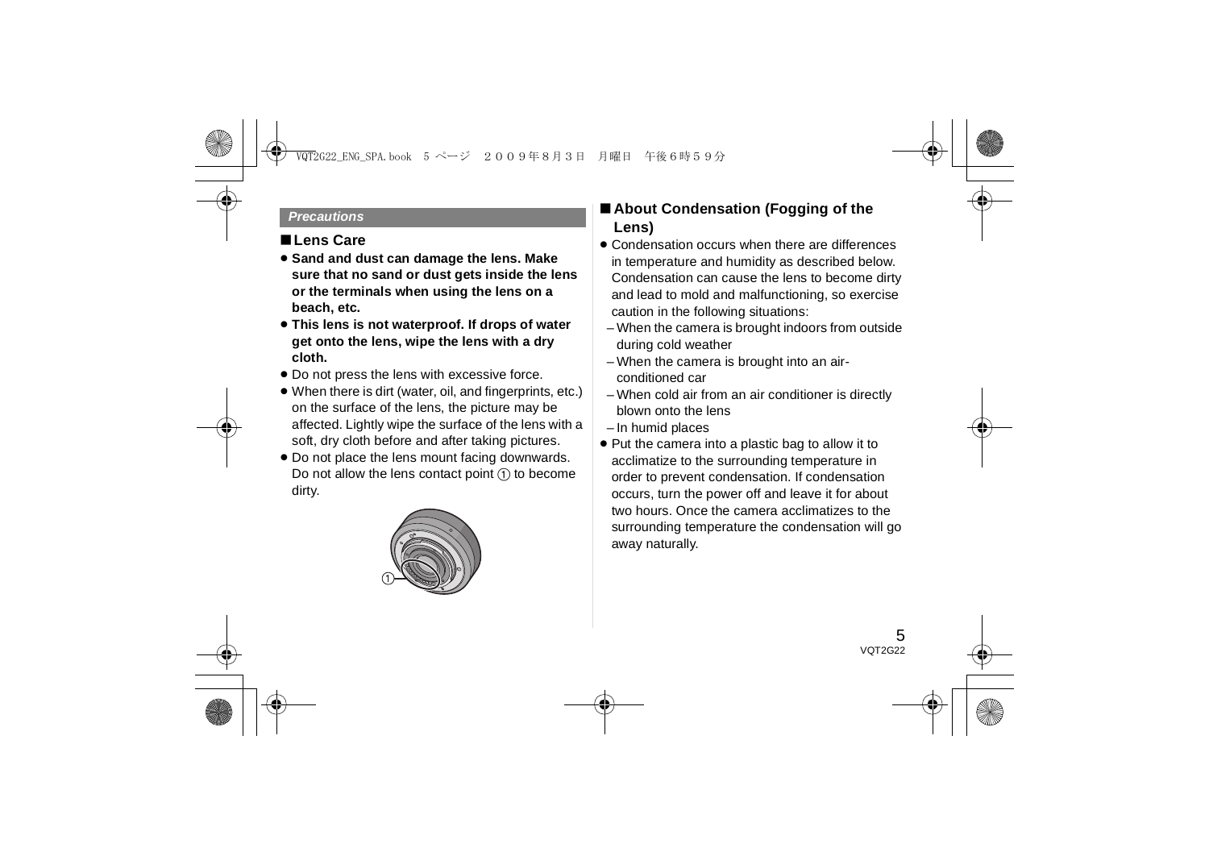*Precautions*

## ■Lens Care

- **Sand and dust can damage the lens. Make sure that no sand or dust gets inside the lens or the terminals when using the lens on a beach, etc.**
- **This lens is not waterproof. If drops of water get onto the lens, wipe the lens with a dry cloth.**
- Do not press the lens with excessive force.
- When there is dirt (water, oil, and fingerprints, etc.) on the surface of the lens, the picture may be affected. Lightly wipe the surface of the lens with a soft, dry cloth before and after taking pictures.
- Do not place the lens mount facing downwards. Do not allow the lens contact point ① to become dirty.

①

## ■About Condensation (Fogging of the Lens)

- Condensation occurs when there are differences in temperature and humidity as described below. Condensation can cause the lens to become dirty and lead to mold and malfunctioning, so exercise caution in the following situations:
  - When the camera is brought indoors from outside during cold weather
  - When the camera is brought into an air-conditioned car
  - When cold air from an air conditioner is directly blown onto the lens
  - In humid places
- Put the camera into a plastic bag to allow it to acclimatize to the surrounding temperature in order to prevent condensation. If condensation occurs, turn the power off and leave it for about two hours. Once the camera acclimatizes to the surrounding temperature the condensation will go away naturally.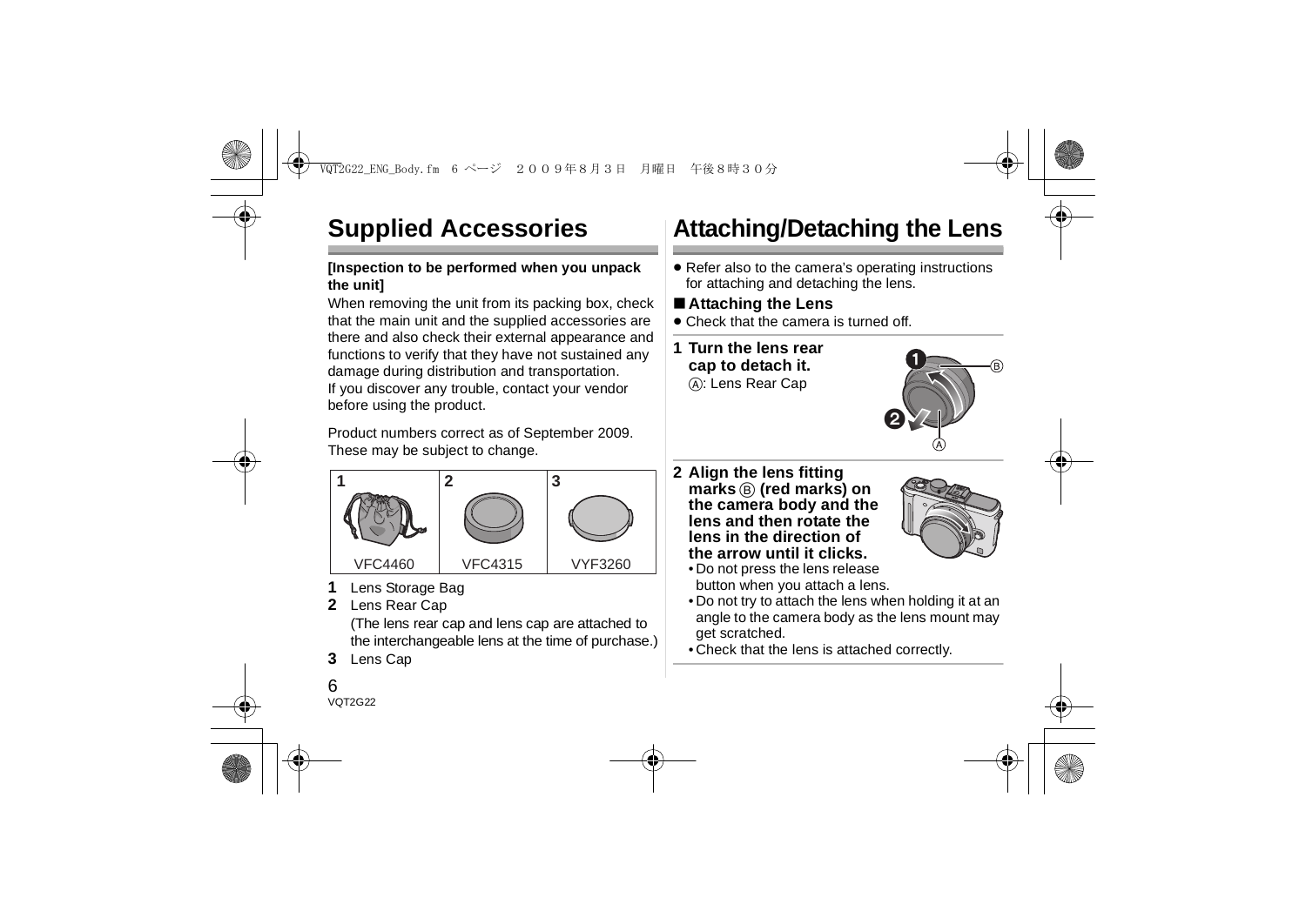# Supplied Accessories

**[Inspection to be performed when you unpack the unit]**

When removing the unit from its packing box, check that the main unit and the supplied accessories are there and also check their external appearance and functions to verify that they have not sustained any damage during distribution and transportation.
If you discover any trouble, contact your vendor before using the product.

Product numbers correct as of September 2009.
These may be subject to change.

| 1 | 2 | 3 |
|---|---|---|
| VFC4460 | VFC4315 | VYF3260 |

**1** Lens Storage Bag

**2** Lens Rear Cap
(The lens rear cap and lens cap are attached to the interchangeable lens at the time of purchase.)

**3** Lens Cap

# Attaching/Detaching the Lens

- Refer also to the camera's operating instructions for attaching and detaching the lens.

## ■ Attaching the Lens

- Check that the camera is turned off.

**1 Turn the lens rear cap to detach it.**
Ⓐ: Lens Rear Cap

**2 Align the lens fitting marks Ⓑ (red marks) on the camera body and the lens and then rotate the lens in the direction of the arrow until it clicks.**

- Do not press the lens release button when you attach a lens.
- Do not try to attach the lens when holding it at an angle to the camera body as the lens mount may get scratched.
- Check that the lens is attached correctly.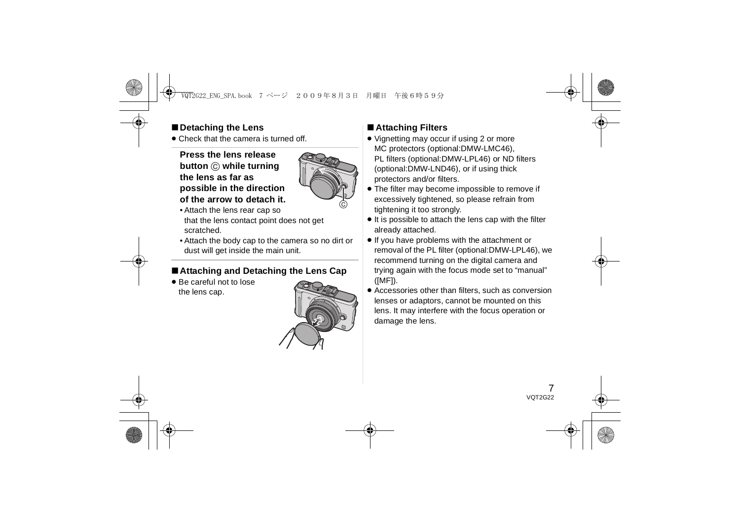## ■ Detaching the Lens

- Check that the camera is turned off.

**Press the lens release button Ⓒ while turning the lens as far as possible in the direction of the arrow to detach it.**

- Attach the lens rear cap so that the lens contact point does not get scratched.
- Attach the body cap to the camera so no dirt or dust will get inside the main unit.

## ■ Attaching and Detaching the Lens Cap

- Be careful not to lose the lens cap.

## ■ Attaching Filters

- Vignetting may occur if using 2 or more MC protectors (optional:DMW-LMC46), PL filters (optional:DMW-LPL46) or ND filters (optional:DMW-LND46), or if using thick protectors and/or filters.
- The filter may become impossible to remove if excessively tightened, so please refrain from tightening it too strongly.
- It is possible to attach the lens cap with the filter already attached.
- If you have problems with the attachment or removal of the PL filter (optional:DMW-LPL46), we recommend turning on the digital camera and trying again with the focus mode set to "manual" ([MF]).
- Accessories other than filters, such as conversion lenses or adaptors, cannot be mounted on this lens. It may interfere with the focus operation or damage the lens.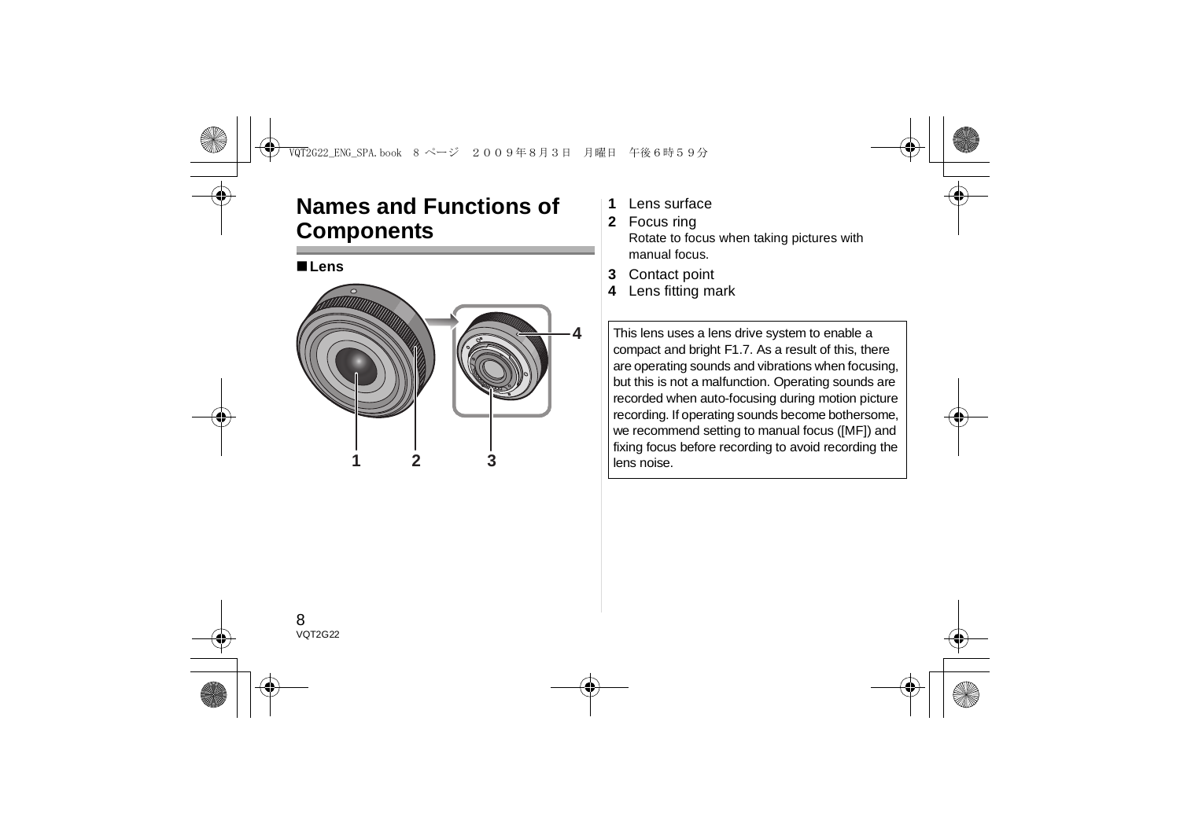# Names and Functions of Components

## ■Lens

1 Lens surface
2 Focus ring
   Rotate to focus when taking pictures with manual focus.
3 Contact point
4 Lens fitting mark

This lens uses a lens drive system to enable a compact and bright F1.7. As a result of this, there are operating sounds and vibrations when focusing, but this is not a malfunction. Operating sounds are recorded when auto-focusing during motion picture recording. If operating sounds become bothersome, we recommend setting to manual focus ([MF]) and fixing focus before recording to avoid recording the lens noise.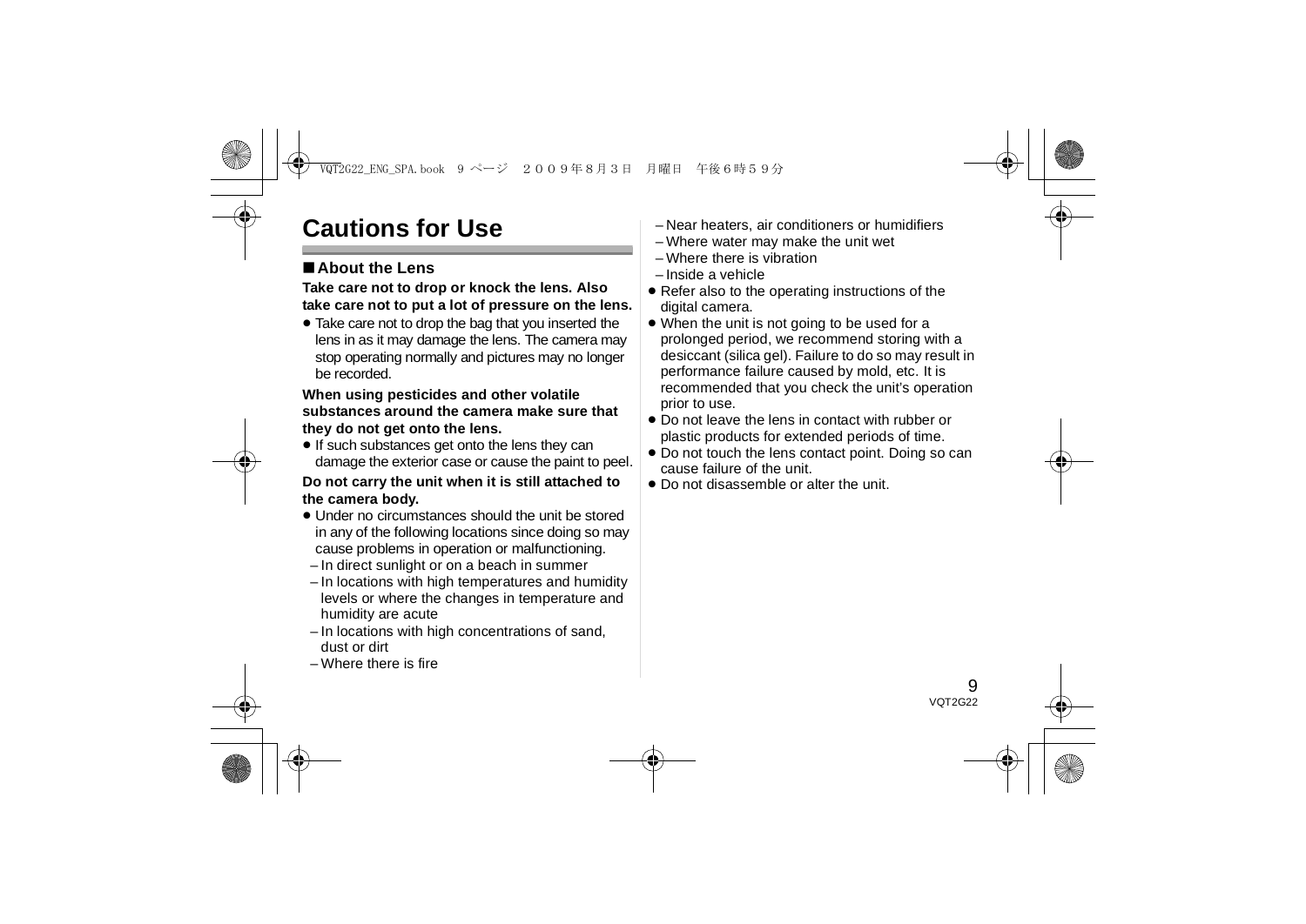# Cautions for Use

## ■ About the Lens

**Take care not to drop or knock the lens. Also take care not to put a lot of pressure on the lens.**

- Take care not to drop the bag that you inserted the lens in as it may damage the lens. The camera may stop operating normally and pictures may no longer be recorded.

**When using pesticides and other volatile substances around the camera make sure that they do not get onto the lens.**

- If such substances get onto the lens they can damage the exterior case or cause the paint to peel.

**Do not carry the unit when it is still attached to the camera body.**

- Under no circumstances should the unit be stored in any of the following locations since doing so may cause problems in operation or malfunctioning.
  - In direct sunlight or on a beach in summer
  - In locations with high temperatures and humidity levels or where the changes in temperature and humidity are acute
  - In locations with high concentrations of sand, dust or dirt
  - Where there is fire
  - Near heaters, air conditioners or humidifiers
  - Where water may make the unit wet
  - Where there is vibration
  - Inside a vehicle
- Refer also to the operating instructions of the digital camera.
- When the unit is not going to be used for a prolonged period, we recommend storing with a desiccant (silica gel). Failure to do so may result in performance failure caused by mold, etc. It is recommended that you check the unit's operation prior to use.
- Do not leave the lens in contact with rubber or plastic products for extended periods of time.
- Do not touch the lens contact point. Doing so can cause failure of the unit.
- Do not disassemble or alter the unit.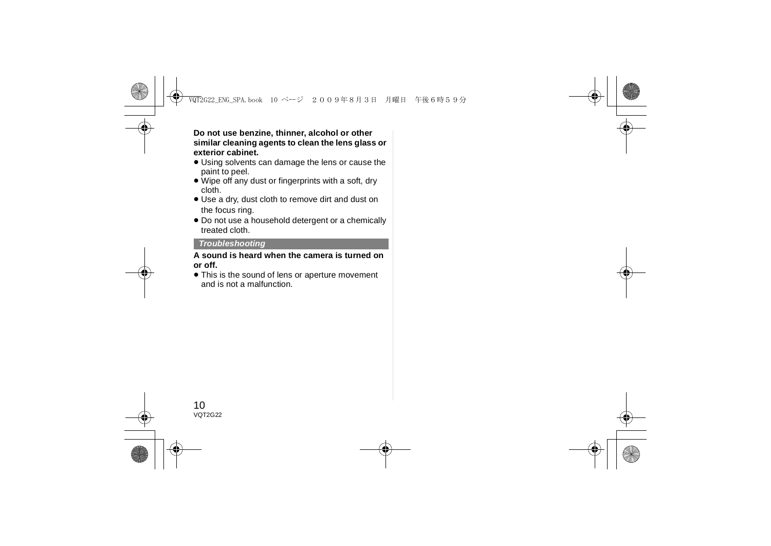**Do not use benzine, thinner, alcohol or other similar cleaning agents to clean the lens glass or exterior cabinet.**

- Using solvents can damage the lens or cause the paint to peel.
- Wipe off any dust or fingerprints with a soft, dry cloth.
- Use a dry, dust cloth to remove dirt and dust on the focus ring.
- Do not use a household detergent or a chemically treated cloth.

## *Troubleshooting*

**A sound is heard when the camera is turned on or off.**

- This is the sound of lens or aperture movement and is not a malfunction.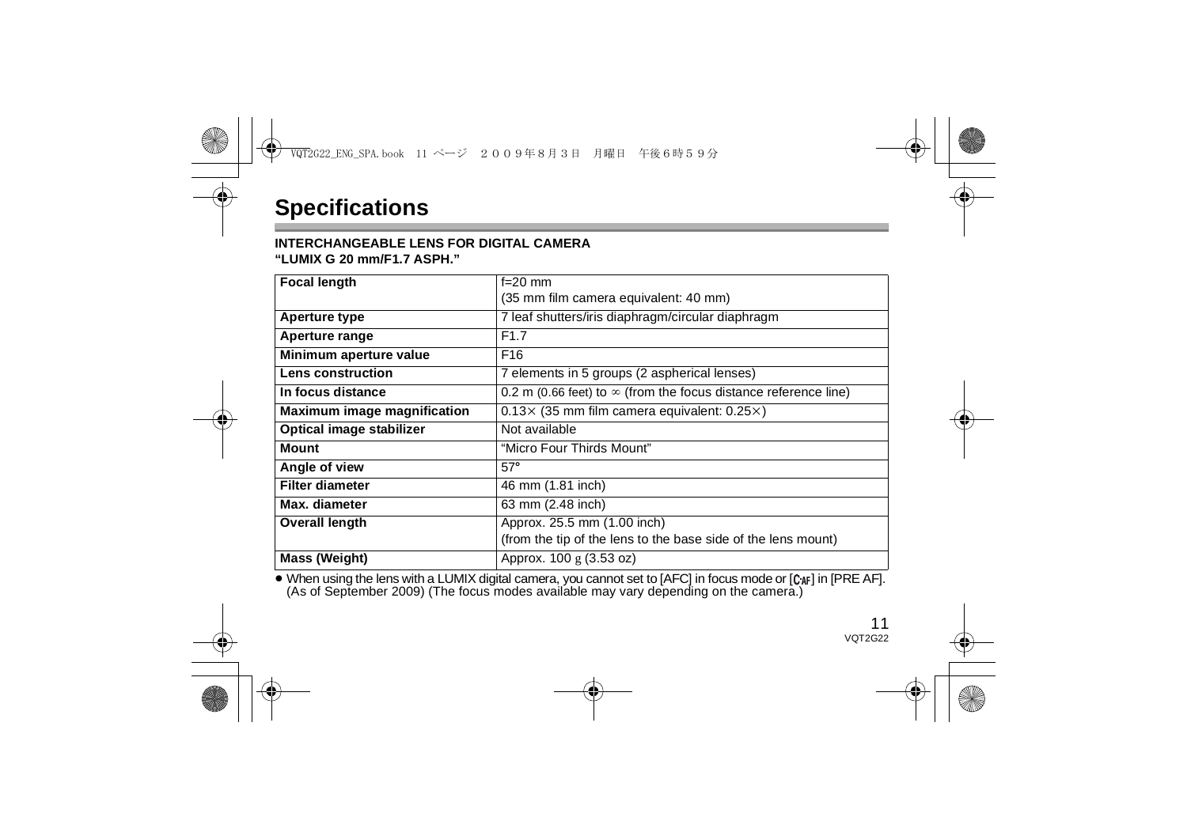# Specifications

**INTERCHANGEABLE LENS FOR DIGITAL CAMERA**
**"LUMIX G 20 mm/F1.7 ASPH."**

| | |
|---|---|
| **Focal length** | f=20 mm<br>(35 mm film camera equivalent: 40 mm) |
| **Aperture type** | 7 leaf shutters/iris diaphragm/circular diaphragm |
| **Aperture range** | F1.7 |
| **Minimum aperture value** | F16 |
| **Lens construction** | 7 elements in 5 groups (2 aspherical lenses) |
| **In focus distance** | 0.2 m (0.66 feet) to ∞ (from the focus distance reference line) |
| **Maximum image magnification** | 0.13× (35 mm film camera equivalent: 0.25×) |
| **Optical image stabilizer** | Not available |
| **Mount** | "Micro Four Thirds Mount" |
| **Angle of view** | 57° |
| **Filter diameter** | 46 mm (1.81 inch) |
| **Max. diameter** | 63 mm (2.48 inch) |
| **Overall length** | Approx. 25.5 mm (1.00 inch)<br>(from the tip of the lens to the base side of the lens mount) |
| **Mass (Weight)** | Approx. 100 g (3.53 oz) |

- When using the lens with a LUMIX digital camera, you cannot set to [AFC] in focus mode or [C AF] in [PRE AF]. (As of September 2009) (The focus modes available may vary depending on the camera.)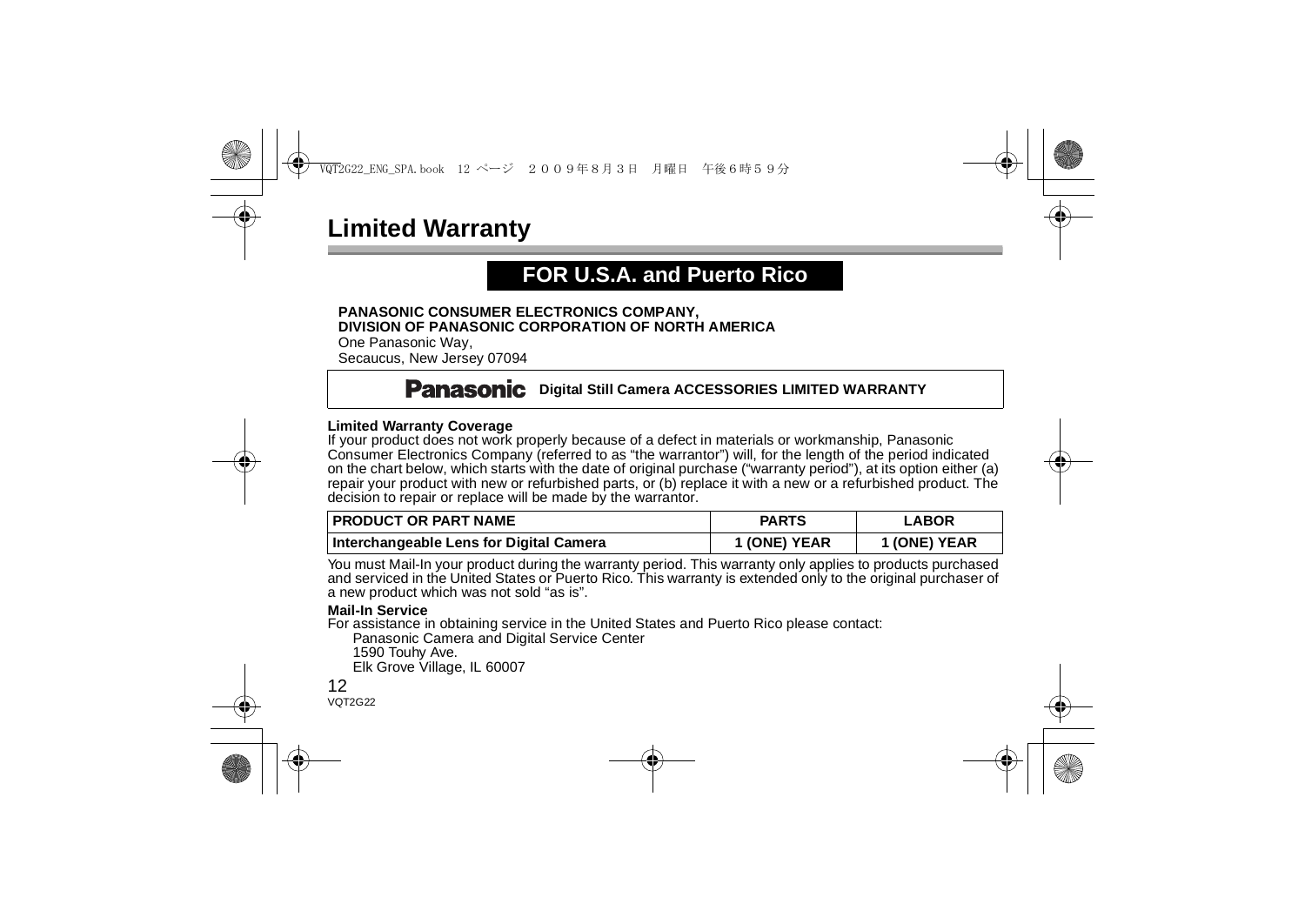# Limited Warranty

## FOR U.S.A. and Puerto Rico

**PANASONIC CONSUMER ELECTRONICS COMPANY,**
**DIVISION OF PANASONIC CORPORATION OF NORTH AMERICA**
One Panasonic Way,
Secaucus, New Jersey 07094

**Panasonic Digital Still Camera ACCESSORIES LIMITED WARRANTY**

**Limited Warranty Coverage**
If your product does not work properly because of a defect in materials or workmanship, Panasonic Consumer Electronics Company (referred to as "the warrantor") will, for the length of the period indicated on the chart below, which starts with the date of original purchase ("warranty period"), at its option either (a) repair your product with new or refurbished parts, or (b) replace it with a new or a refurbished product. The decision to repair or replace will be made by the warrantor.

| PRODUCT OR PART NAME | PARTS | LABOR |
|---|---|---|
| Interchangeable Lens for Digital Camera | 1 (ONE) YEAR | 1 (ONE) YEAR |

You must Mail-In your product during the warranty period. This warranty only applies to products purchased and serviced in the United States or Puerto Rico. This warranty is extended only to the original purchaser of a new product which was not sold "as is".

**Mail-In Service**
For assistance in obtaining service in the United States and Puerto Rico please contact:
Panasonic Camera and Digital Service Center
1590 Touhy Ave.
Elk Grove Village, IL 60007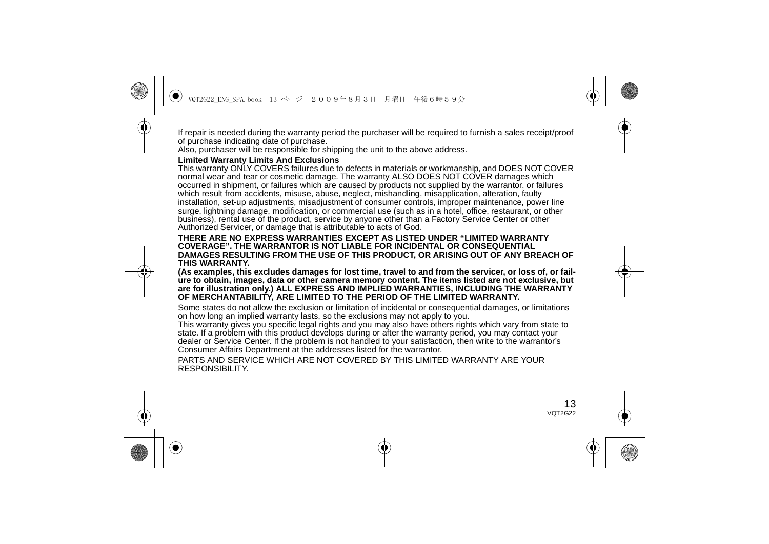If repair is needed during the warranty period the purchaser will be required to furnish a sales receipt/proof of purchase indicating date of purchase.
Also, purchaser will be responsible for shipping the unit to the above address.

**Limited Warranty Limits And Exclusions**

This warranty ONLY COVERS failures due to defects in materials or workmanship, and DOES NOT COVER normal wear and tear or cosmetic damage. The warranty ALSO DOES NOT COVER damages which occurred in shipment, or failures which are caused by products not supplied by the warrantor, or failures which result from accidents, misuse, abuse, neglect, mishandling, misapplication, alteration, faulty installation, set-up adjustments, misadjustment of consumer controls, improper maintenance, power line surge, lightning damage, modification, or commercial use (such as in a hotel, office, restaurant, or other business), rental use of the product, service by anyone other than a Factory Service Center or other Authorized Servicer, or damage that is attributable to acts of God.

**THERE ARE NO EXPRESS WARRANTIES EXCEPT AS LISTED UNDER "LIMITED WARRANTY COVERAGE". THE WARRANTOR IS NOT LIABLE FOR INCIDENTAL OR CONSEQUENTIAL DAMAGES RESULTING FROM THE USE OF THIS PRODUCT, OR ARISING OUT OF ANY BREACH OF THIS WARRANTY.**

**(As examples, this excludes damages for lost time, travel to and from the servicer, or loss of, or failure to obtain, images, data or other camera memory content. The items listed are not exclusive, but are for illustration only.) ALL EXPRESS AND IMPLIED WARRANTIES, INCLUDING THE WARRANTY OF MERCHANTABILITY, ARE LIMITED TO THE PERIOD OF THE LIMITED WARRANTY.**

Some states do not allow the exclusion or limitation of incidental or consequential damages, or limitations on how long an implied warranty lasts, so the exclusions may not apply to you.
This warranty gives you specific legal rights and you may also have others rights which vary from state to state. If a problem with this product develops during or after the warranty period, you may contact your dealer or Service Center. If the problem is not handled to your satisfaction, then write to the warrantor's Consumer Affairs Department at the addresses listed for the warrantor.

PARTS AND SERVICE WHICH ARE NOT COVERED BY THIS LIMITED WARRANTY ARE YOUR RESPONSIBILITY.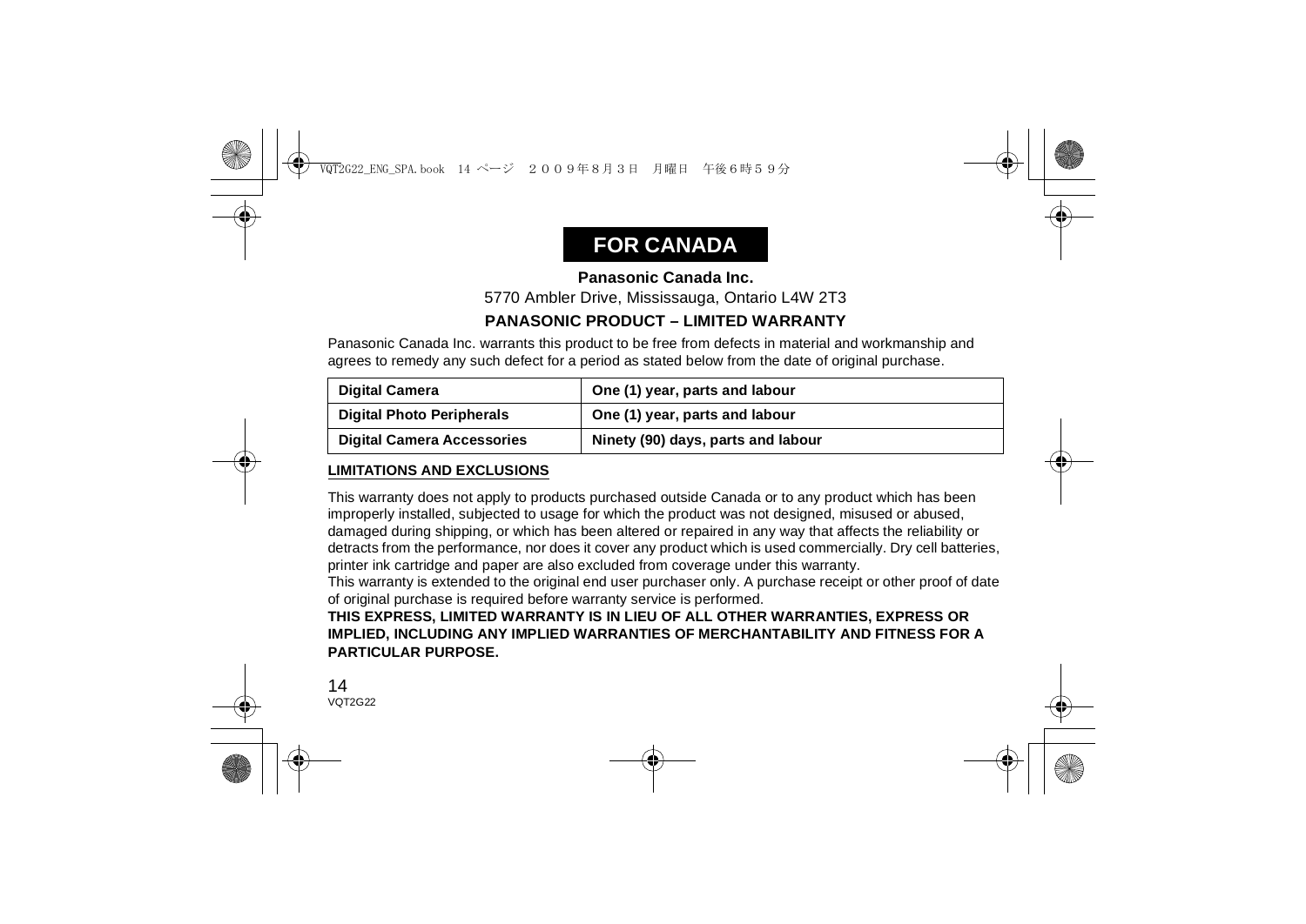# FOR CANADA

**Panasonic Canada Inc.**

5770 Ambler Drive, Mississauga, Ontario L4W 2T3

**PANASONIC PRODUCT – LIMITED WARRANTY**

Panasonic Canada Inc. warrants this product to be free from defects in material and workmanship and agrees to remedy any such defect for a period as stated below from the date of original purchase.

| Digital Camera | One (1) year, parts and labour |
|---|---|
| **Digital Photo Peripherals** | **One (1) year, parts and labour** |
| **Digital Camera Accessories** | **Ninety (90) days, parts and labour** |

**LIMITATIONS AND EXCLUSIONS**

This warranty does not apply to products purchased outside Canada or to any product which has been improperly installed, subjected to usage for which the product was not designed, misused or abused, damaged during shipping, or which has been altered or repaired in any way that affects the reliability or detracts from the performance, nor does it cover any product which is used commercially. Dry cell batteries, printer ink cartridge and paper are also excluded from coverage under this warranty.

This warranty is extended to the original end user purchaser only. A purchase receipt or other proof of date of original purchase is required before warranty service is performed.

**THIS EXPRESS, LIMITED WARRANTY IS IN LIEU OF ALL OTHER WARRANTIES, EXPRESS OR IMPLIED, INCLUDING ANY IMPLIED WARRANTIES OF MERCHANTABILITY AND FITNESS FOR A PARTICULAR PURPOSE.**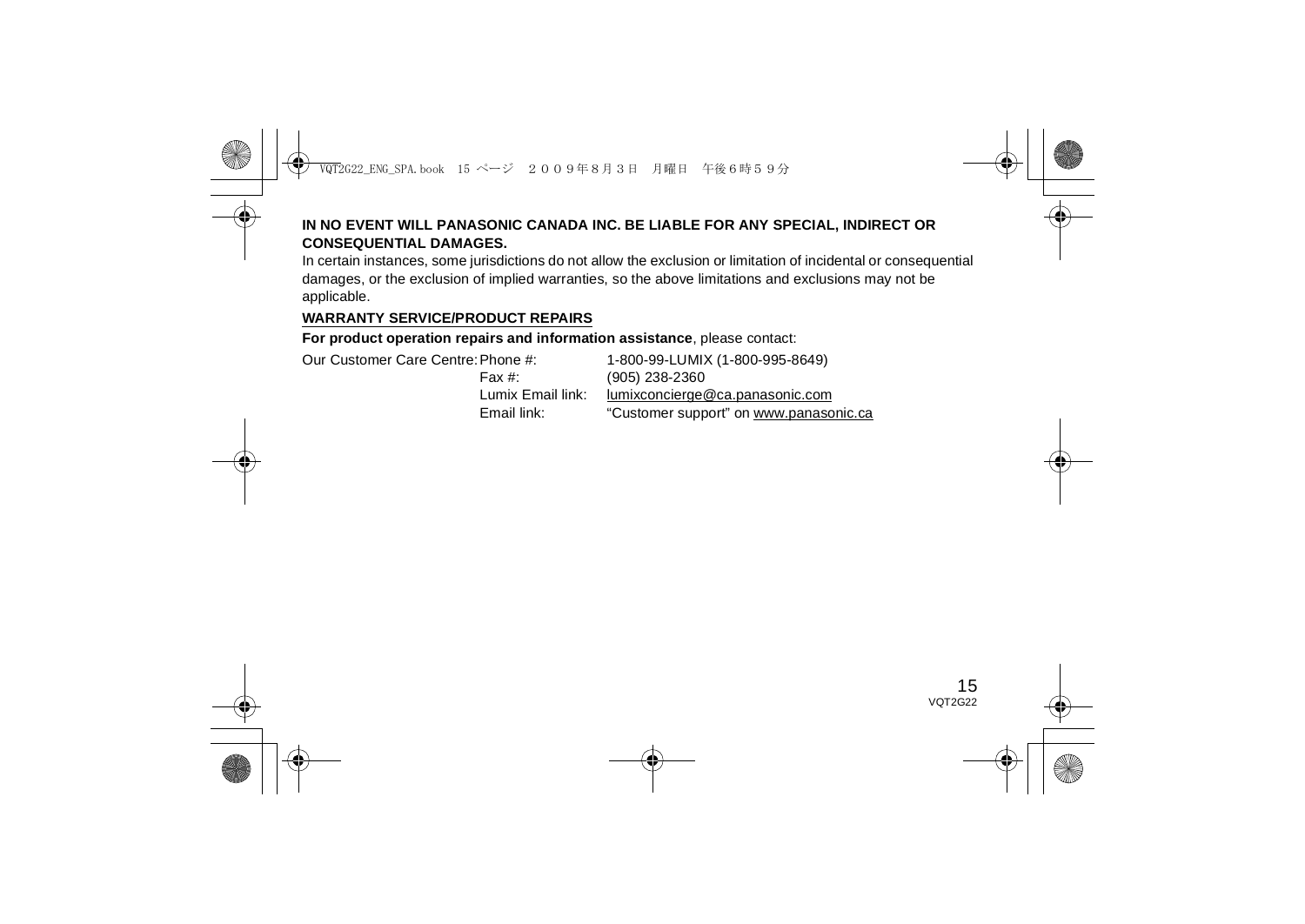**IN NO EVENT WILL PANASONIC CANADA INC. BE LIABLE FOR ANY SPECIAL, INDIRECT OR CONSEQUENTIAL DAMAGES.**

In certain instances, some jurisdictions do not allow the exclusion or limitation of incidental or consequential damages, or the exclusion of implied warranties, so the above limitations and exclusions may not be applicable.

## WARRANTY SERVICE/PRODUCT REPAIRS

**For product operation repairs and information assistance**, please contact:

| | | |
|---|---|---|
| Our Customer Care Centre: | Phone #: | 1-800-99-LUMIX (1-800-995-8649) |
| | Fax #: | (905) 238-2360 |
| | Lumix Email link: | lumixconcierge@ca.panasonic.com |
| | Email link: | “Customer support” on www.panasonic.ca |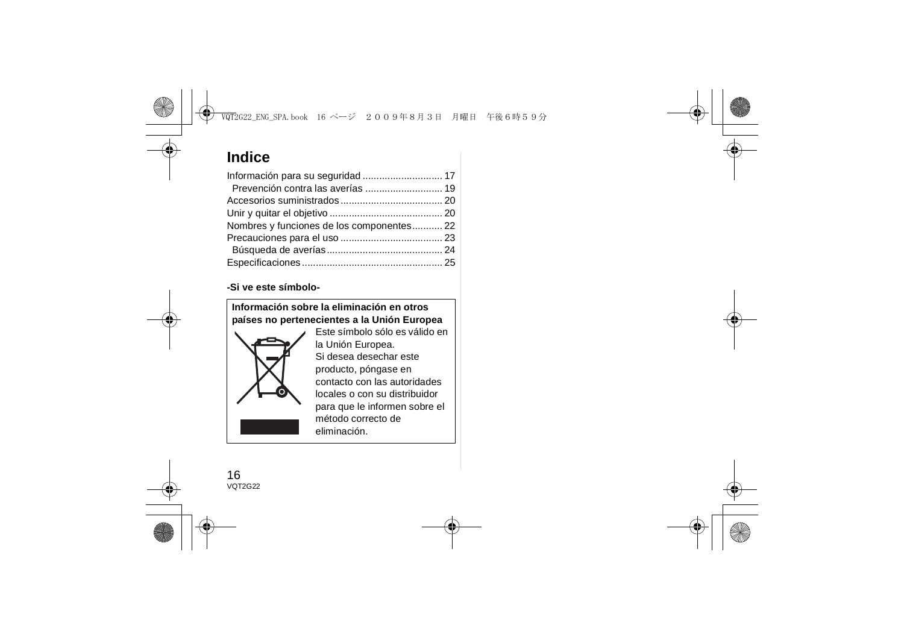# Indice

Información para su seguridad ............................. 17
  Prevención contra las averías ............................ 19
Accesorios suministrados ..................................... 20
Unir y quitar el objetivo ......................................... 20
Nombres y funciones de los componentes........... 22
Precauciones para el uso ..................................... 23
  Búsqueda de averías .......................................... 24
Especificaciones ................................................... 25

**-Si ve este símbolo-**

**Información sobre la eliminación en otros países no pertenecientes a la Unión Europea**

Este símbolo sólo es válido en la Unión Europea.
Si desea desechar este producto, póngase en contacto con las autoridades locales o con su distribuidor para que le informen sobre el método correcto de eliminación.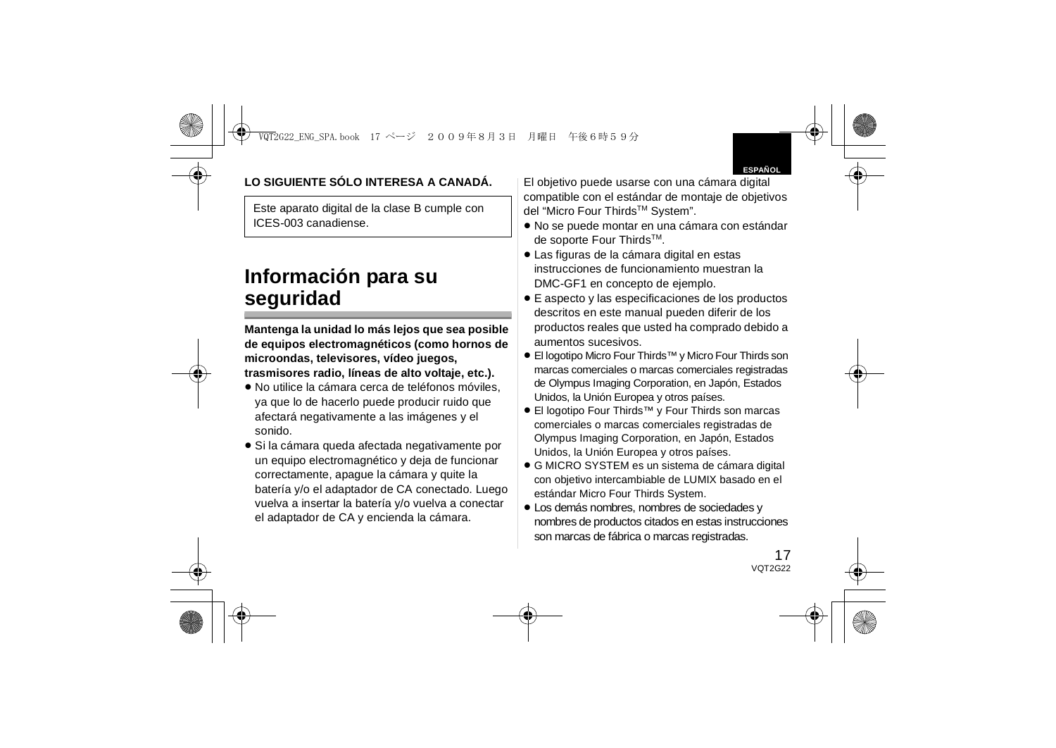**LO SIGUIENTE SÓLO INTERESA A CANADÁ.**

Este aparato digital de la clase B cumple con ICES-003 canadiense.

# Información para su seguridad

**Mantenga la unidad lo más lejos que sea posible de equipos electromagnéticos (como hornos de microondas, televisores, vídeo juegos, trasmisores radio, líneas de alto voltaje, etc.).**

- No utilice la cámara cerca de teléfonos móviles, ya que lo de hacerlo puede producir ruido que afectará negativamente a las imágenes y el sonido.
- Si la cámara queda afectada negativamente por un equipo electromagnético y deja de funcionar correctamente, apague la cámara y quite la batería y/o el adaptador de CA conectado. Luego vuelva a insertar la batería y/o vuelva a conectar el adaptador de CA y encienda la cámara.

El objetivo puede usarse con una cámara digital compatible con el estándar de montaje de objetivos del "Micro Four Thirds™ System".

- No se puede montar en una cámara con estándar de soporte Four Thirds™.
- Las figuras de la cámara digital en estas instrucciones de funcionamiento muestran la DMC-GF1 en concepto de ejemplo.
- E aspecto y las especificaciones de los productos descritos en este manual pueden diferir de los productos reales que usted ha comprado debido a aumentos sucesivos.
- El logotipo Micro Four Thirds™ y Micro Four Thirds son marcas comerciales o marcas comerciales registradas de Olympus Imaging Corporation, en Japón, Estados Unidos, la Unión Europea y otros países.
- El logotipo Four Thirds™ y Four Thirds son marcas comerciales o marcas comerciales registradas de Olympus Imaging Corporation, en Japón, Estados Unidos, la Unión Europea y otros países.
- G MICRO SYSTEM es un sistema de cámara digital con objetivo intercambiable de LUMIX basado en el estándar Micro Four Thirds System.
- Los demás nombres, nombres de sociedades y nombres de productos citados en estas instrucciones son marcas de fábrica o marcas registradas.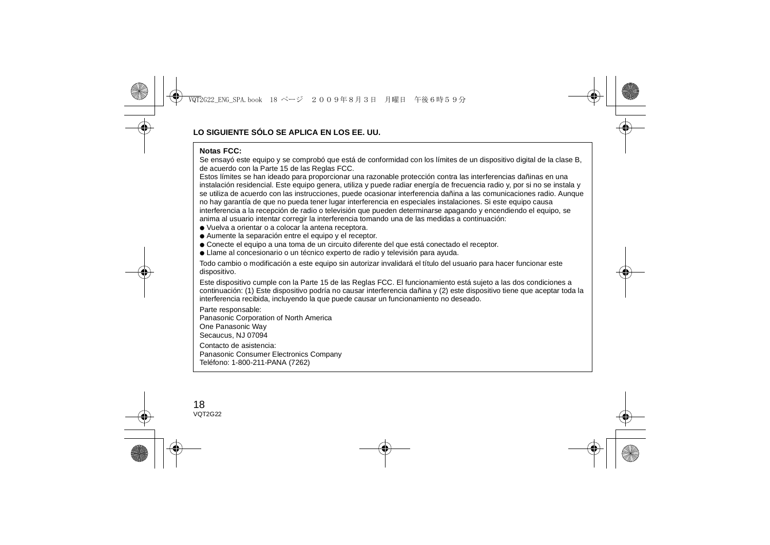**LO SIGUIENTE SÓLO SE APLICA EN LOS EE. UU.**

**Notas FCC:**

Se ensayó este equipo y se comprobó que está de conformidad con los límites de un dispositivo digital de la clase B, de acuerdo con la Parte 15 de las Reglas FCC.

Estos límites se han ideado para proporcionar una razonable protección contra las interferencias dañinas en una instalación residencial. Este equipo genera, utiliza y puede radiar energía de frecuencia radio y, por si no se instala y se utiliza de acuerdo con las instrucciones, puede ocasionar interferencia dañina a las comunicaciones radio. Aunque no hay garantía de que no pueda tener lugar interferencia en especiales instalaciones. Si este equipo causa interferencia a la recepción de radio o televisión que pueden determinarse apagando y encendiendo el equipo, se anima al usuario intentar corregir la interferencia tomando una de las medidas a continuación:

- Vuelva a orientar o a colocar la antena receptora.
- Aumente la separación entre el equipo y el receptor.
- Conecte el equipo a una toma de un circuito diferente del que está conectado el receptor.
- Llame al concesionario o un técnico experto de radio y televisión para ayuda.

Todo cambio o modificación a este equipo sin autorizar invalidará el título del usuario para hacer funcionar este dispositivo.

Este dispositivo cumple con la Parte 15 de las Reglas FCC. El funcionamiento está sujeto a las dos condiciones a continuación: (1) Este dispositivo podría no causar interferencia dañina y (2) este dispositivo tiene que aceptar toda la interferencia recibida, incluyendo la que puede causar un funcionamiento no deseado.

Parte responsable:
Panasonic Corporation of North America
One Panasonic Way
Secaucus, NJ 07094

Contacto de asistencia:
Panasonic Consumer Electronics Company
Teléfono: 1-800-211-PANA (7262)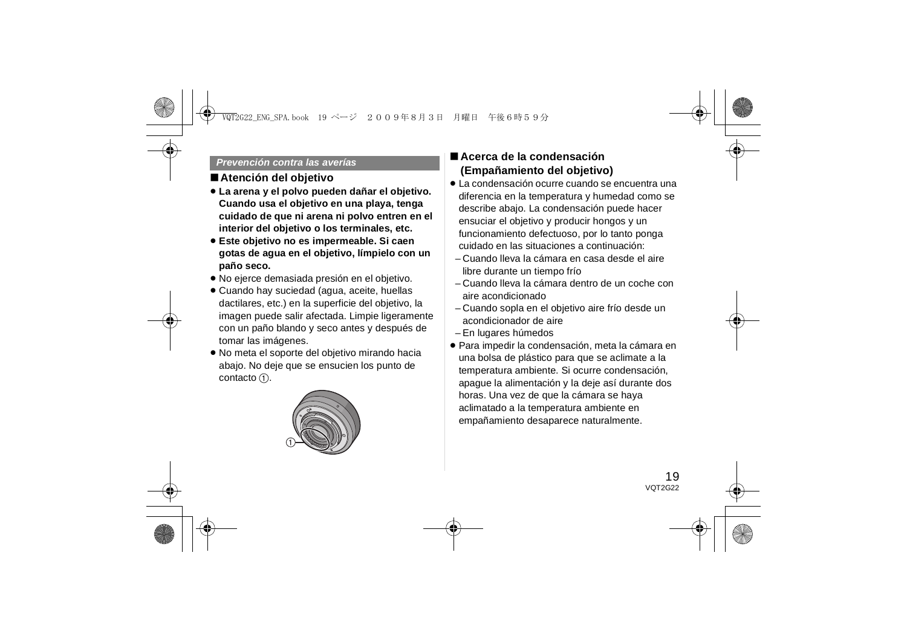*Prevención contra las averías*

## ■ Atención del objetivo

- **La arena y el polvo pueden dañar el objetivo. Cuando usa el objetivo en una playa, tenga cuidado de que ni arena ni polvo entren en el interior del objetivo o los terminales, etc.**
- **Este objetivo no es impermeable. Si caen gotas de agua en el objetivo, límpielo con un paño seco.**
- No ejerce demasiada presión en el objetivo.
- Cuando hay suciedad (agua, aceite, huellas dactilares, etc.) en la superficie del objetivo, la imagen puede salir afectada. Limpie ligeramente con un paño blando y seco antes y después de tomar las imágenes.
- No meta el soporte del objetivo mirando hacia abajo. No deje que se ensucien los punto de contacto ①.

①

## ■ Acerca de la condensación (Empañamiento del objetivo)

- La condensación ocurre cuando se encuentra una diferencia en la temperatura y humedad como se describe abajo. La condensación puede hacer ensuciar el objetivo y producir hongos y un funcionamiento defectuoso, por lo tanto ponga cuidado en las situaciones a continuación:
  - Cuando lleva la cámara en casa desde el aire libre durante un tiempo frío
  - Cuando lleva la cámara dentro de un coche con aire acondicionado
  - Cuando sopla en el objetivo aire frío desde un acondicionador de aire
  - En lugares húmedos
- Para impedir la condensación, meta la cámara en una bolsa de plástico para que se aclimate a la temperatura ambiente. Si ocurre condensación, apague la alimentación y la deje así durante dos horas. Una vez de que la cámara se haya aclimatado a la temperatura ambiente en empañamiento desaparece naturalmente.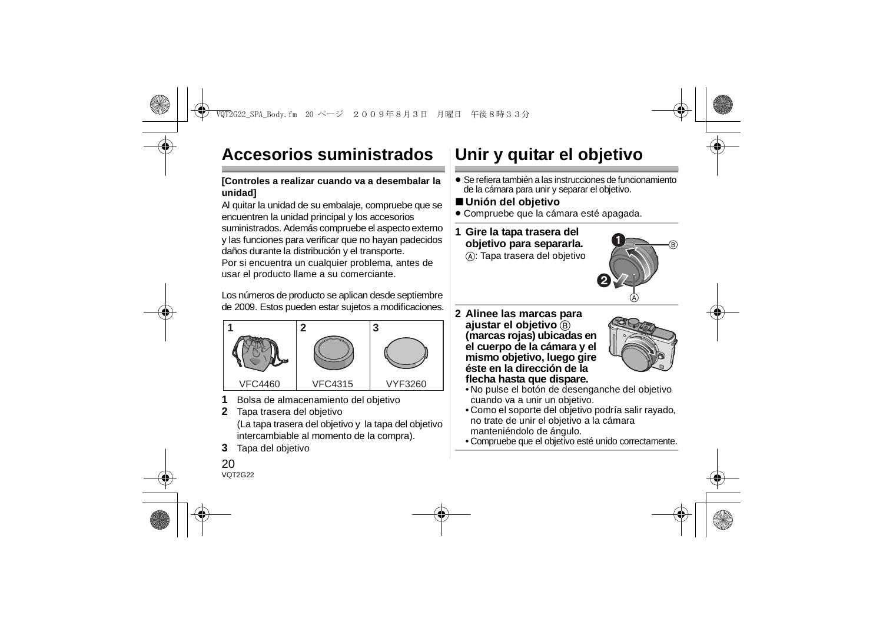# Accesorios suministrados

**[Controles a realizar cuando va a desembalar la unidad]**

Al quitar la unidad de su embalaje, compruebe que se encuentren la unidad principal y los accesorios suministrados. Además compruebe el aspecto externo y las funciones para verificar que no hayan padecidos daños durante la distribución y el transporte.
Por si encuentra un cualquier problema, antes de usar el producto llame a su comerciante.

Los números de producto se aplican desde septiembre de 2009. Estos pueden estar sujetos a modificaciones.

| 1 | 2 | 3 |
|---|---|---|
| VFC4460 | VFC4315 | VYF3260 |

**1** Bolsa de almacenamiento del objetivo
**2** Tapa trasera del objetivo
(La tapa trasera del objetivo y la tapa del objetivo intercambiable al momento de la compra).
**3** Tapa del objetivo

# Unir y quitar el objetivo

- Se refiera también a las instrucciones de funcionamiento de la cámara para unir y separar el objetivo.

## ■ Unión del objetivo

- Compruebe que la cámara esté apagada.

**1 Gire la tapa trasera del objetivo para separarla.**
Ⓐ: Tapa trasera del objetivo

**2 Alinee las marcas para ajustar el objetivo Ⓑ (marcas rojas) ubicadas en el cuerpo de la cámara y el mismo objetivo, luego gire éste en la dirección de la flecha hasta que dispare.**

- No pulse el botón de desenganche del objetivo cuando va a unir un objetivo.
- Como el soporte del objetivo podría salir rayado, no trate de unir el objetivo a la cámara manteniéndolo de ángulo.
- Compruebe que el objetivo esté unido correctamente.

VQT2G22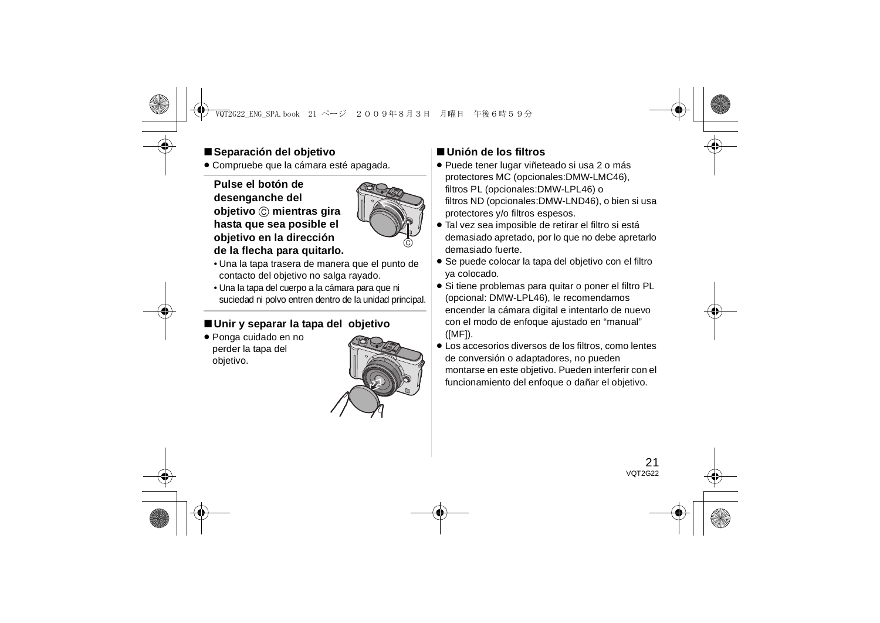## ■ Separación del objetivo

- Compruebe que la cámara esté apagada.

**Pulse el botón de desenganche del objetivo Ⓒ mientras gira hasta que sea posible el objetivo en la dirección de la flecha para quitarlo.**

- Una la tapa trasera de manera que el punto de contacto del objetivo no salga rayado.
- Una la tapa del cuerpo a la cámara para que ni suciedad ni polvo entren dentro de la unidad principal.

## ■ Unir y separar la tapa del objetivo

- Ponga cuidado en no perder la tapa del objetivo.

## ■ Unión de los filtros

- Puede tener lugar viñeteado si usa 2 o más protectores MC (opcionales:DMW-LMC46), filtros PL (opcionales:DMW-LPL46) o filtros ND (opcionales:DMW-LND46), o bien si usa protectores y/o filtros espesos.
- Tal vez sea imposible de retirar el filtro si está demasiado apretado, por lo que no debe apretarlo demasiado fuerte.
- Se puede colocar la tapa del objetivo con el filtro ya colocado.
- Si tiene problemas para quitar o poner el filtro PL (opcional: DMW-LPL46), le recomendamos encender la cámara digital e intentarlo de nuevo con el modo de enfoque ajustado en "manual" ([MF]).
- Los accesorios diversos de los filtros, como lentes de conversión o adaptadores, no pueden montarse en este objetivo. Pueden interferir con el funcionamiento del enfoque o dañar el objetivo.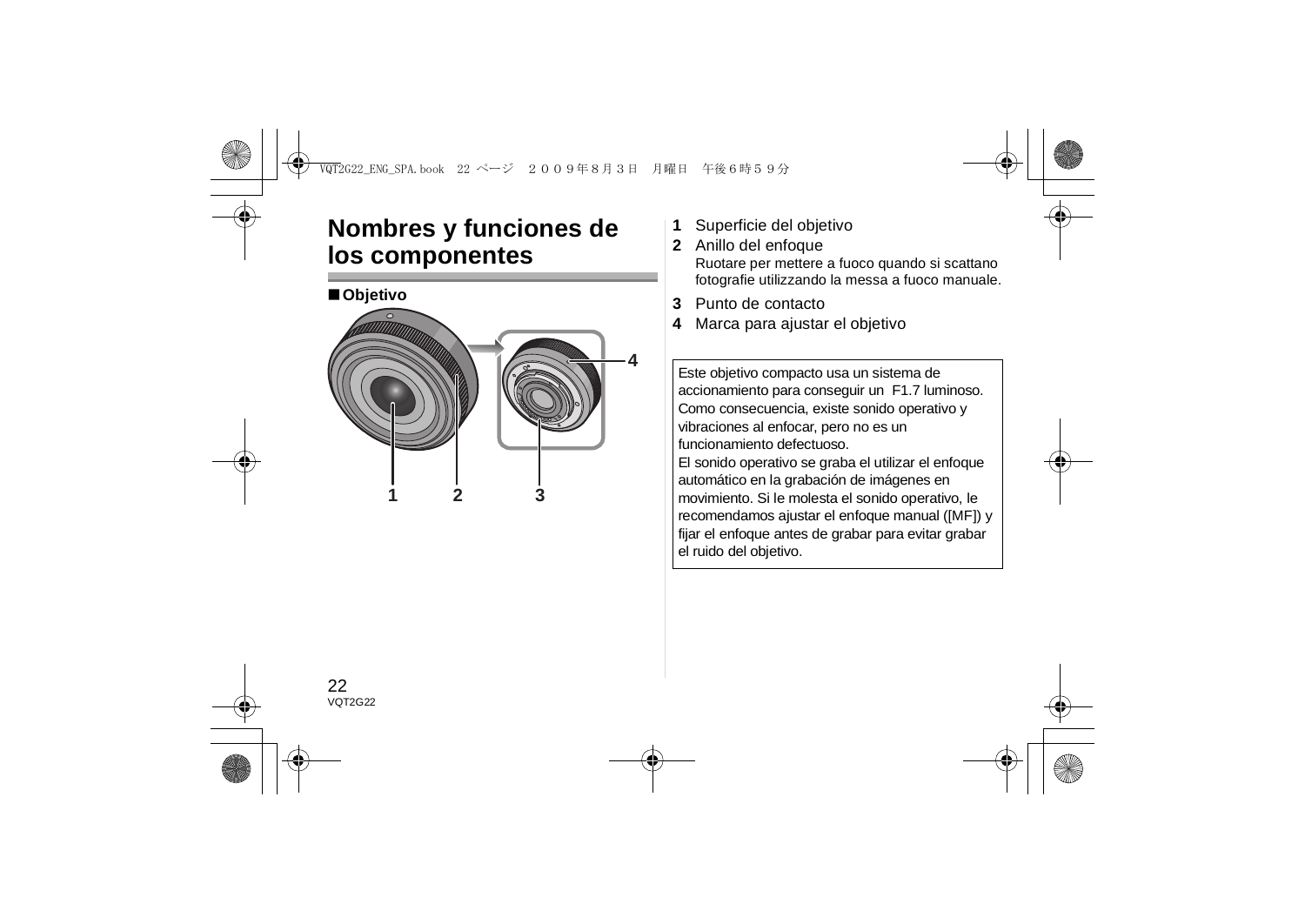# Nombres y funciones de los componentes

■ **Objetivo**

1 Superficie del objetivo
2 Anillo del enfoque
Ruotare per mettere a fuoco quando si scattano fotografie utilizzando la messa a fuoco manuale.
3 Punto de contacto
4 Marca para ajustar el objetivo

Este objetivo compacto usa un sistema de accionamiento para conseguir un F1.7 luminoso. Como consecuencia, existe sonido operativo y vibraciones al enfocar, pero no es un funcionamiento defectuoso.
El sonido operativo se graba el utilizar el enfoque automático en la grabación de imágenes en movimiento. Si le molesta el sonido operativo, le recomendamos ajustar el enfoque manual ([MF]) y fijar el enfoque antes de grabar para evitar grabar el ruido del objetivo.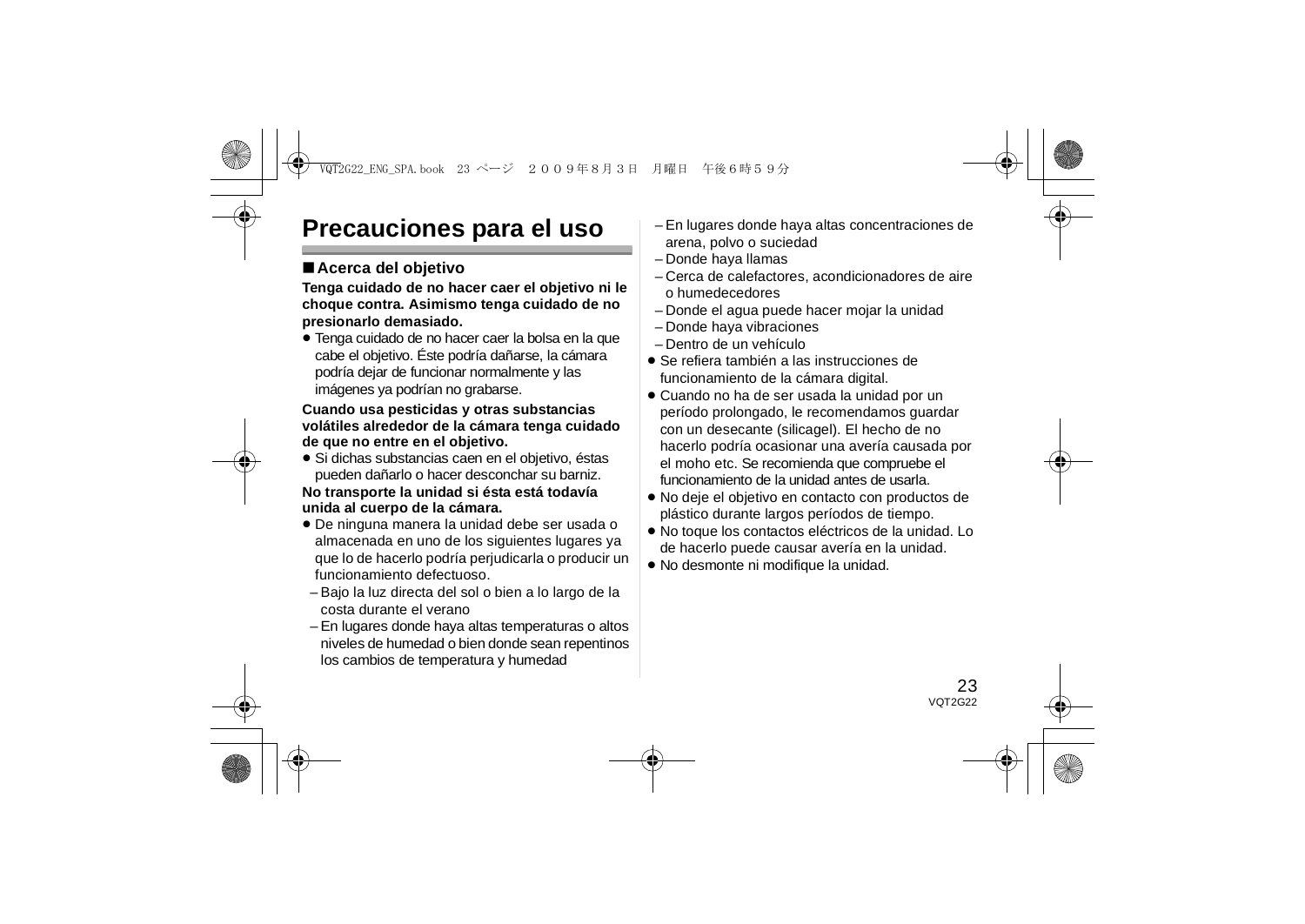# Precauciones para el uso

## ■ Acerca del objetivo

**Tenga cuidado de no hacer caer el objetivo ni le choque contra. Asimismo tenga cuidado de no presionarlo demasiado.**

- Tenga cuidado de no hacer caer la bolsa en la que cabe el objetivo. Éste podría dañarse, la cámara podría dejar de funcionar normalmente y las imágenes ya podrían no grabarse.

**Cuando usa pesticidas y otras substancias volátiles alrededor de la cámara tenga cuidado de que no entre en el objetivo.**

- Si dichas substancias caen en el objetivo, éstas pueden dañarlo o hacer desconchar su barniz.

**No transporte la unidad si ésta está todavía unida al cuerpo de la cámara.**

- De ninguna manera la unidad debe ser usada o almacenada en uno de los siguientes lugares ya que lo de hacerlo podría perjudicarla o producir un funcionamiento defectuoso.
  - Bajo la luz directa del sol o bien a lo largo de la costa durante el verano
  - En lugares donde haya altas temperaturas o altos niveles de humedad o bien donde sean repentinos los cambios de temperatura y humedad
  - En lugares donde haya altas concentraciones de arena, polvo o suciedad
  - Donde haya llamas
  - Cerca de calefactores, acondicionadores de aire o humedecedores
  - Donde el agua puede hacer mojar la unidad
  - Donde haya vibraciones
  - Dentro de un vehículo
- Se refiera también a las instrucciones de funcionamiento de la cámara digital.
- Cuando no ha de ser usada la unidad por un período prolongado, le recomendamos guardar con un desecante (silicagel). El hecho de no hacerlo podría ocasionar una avería causada por el moho etc. Se recomienda que compruebe el funcionamiento de la unidad antes de usarla.
- No deje el objetivo en contacto con productos de plástico durante largos períodos de tiempo.
- No toque los contactos eléctricos de la unidad. Lo de hacerlo puede causar avería en la unidad.
- No desmonte ni modifique la unidad.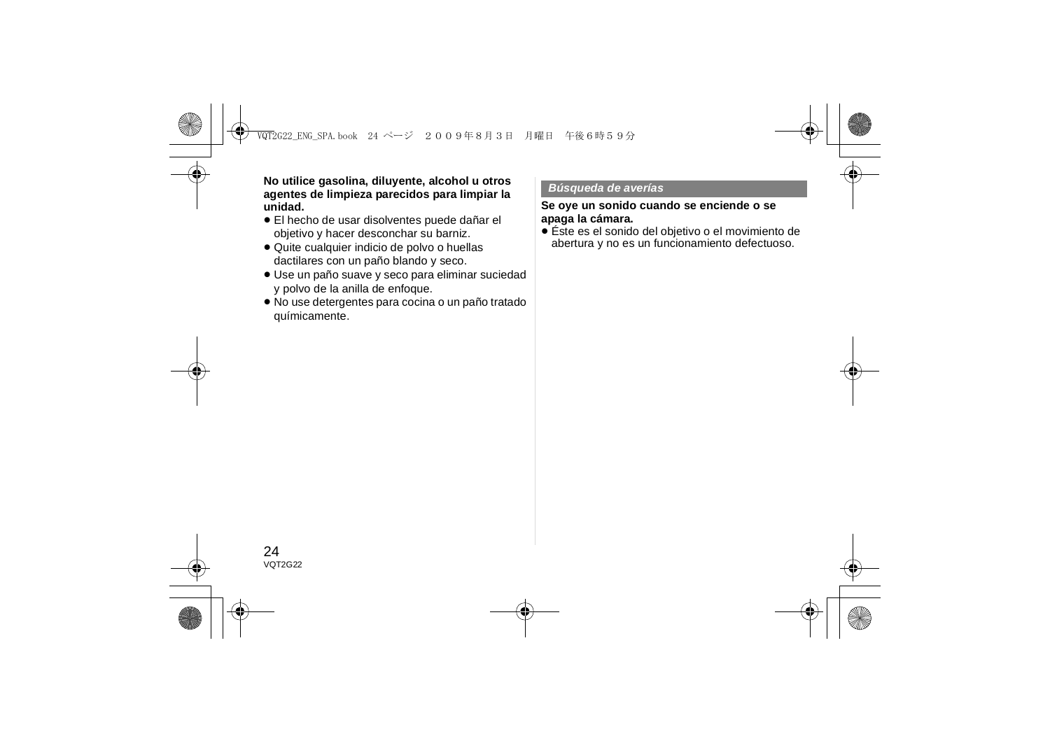**No utilice gasolina, diluyente, alcohol u otros agentes de limpieza parecidos para limpiar la unidad.**

- El hecho de usar disolventes puede dañar el objetivo y hacer desconchar su barniz.
- Quite cualquier indicio de polvo o huellas dactilares con un paño blando y seco.
- Use un paño suave y seco para eliminar suciedad y polvo de la anilla de enfoque.
- No use detergentes para cocina o un paño tratado químicamente.

## *Búsqueda de averías*

**Se oye un sonido cuando se enciende o se apaga la cámara.**

- Éste es el sonido del objetivo o el movimiento de abertura y no es un funcionamiento defectuoso.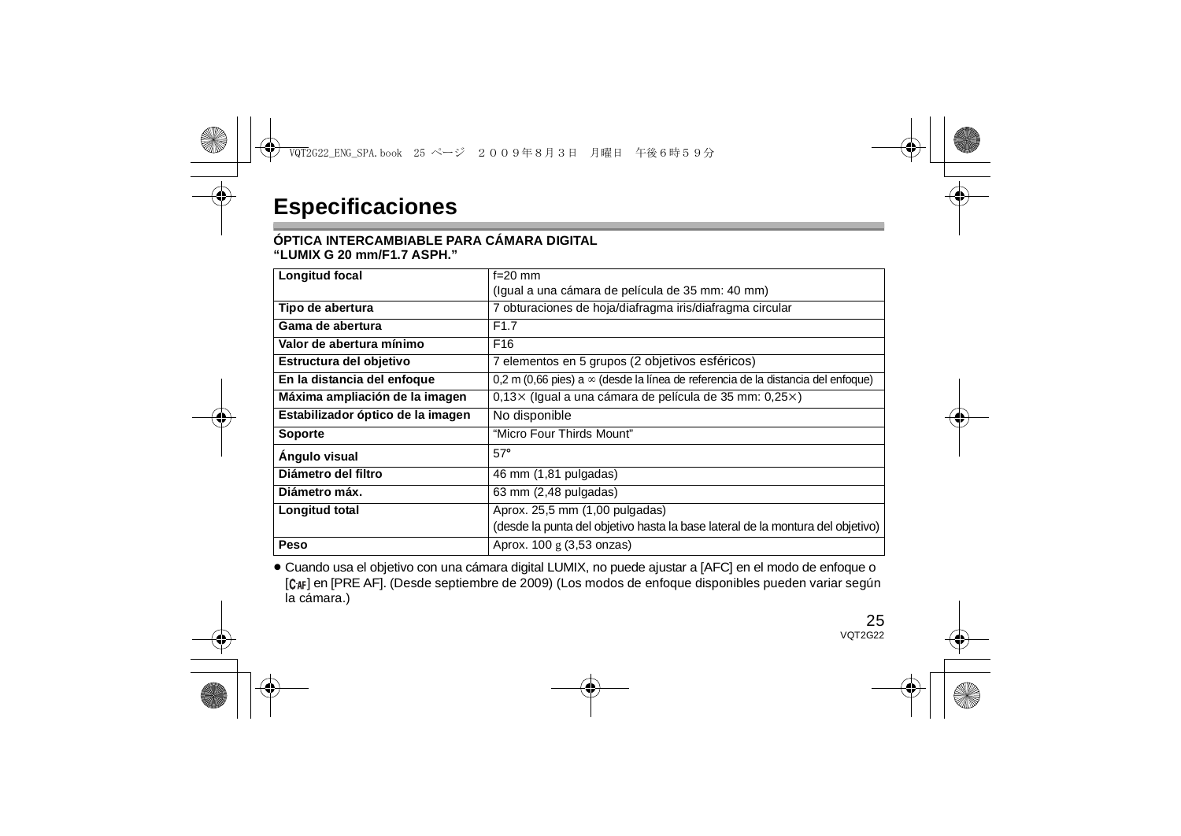# Especificaciones

**ÓPTICA INTERCAMBIABLE PARA CÁMARA DIGITAL**
**"LUMIX G 20 mm/F1.7 ASPH."**

| Longitud focal | f=20 mm<br>(Igual a una cámara de película de 35 mm: 40 mm) |
|---|---|
| **Tipo de abertura** | 7 obturaciones de hoja/diafragma iris/diafragma circular |
| **Gama de abertura** | F1.7 |
| **Valor de abertura mínimo** | F16 |
| **Estructura del objetivo** | 7 elementos en 5 grupos (2 objetivos esféricos) |
| **En la distancia del enfoque** | 0,2 m (0,66 pies) a ∞ (desde la línea de referencia de la distancia del enfoque) |
| **Máxima ampliación de la imagen** | 0,13× (Igual a una cámara de película de 35 mm: 0,25×) |
| **Estabilizador óptico de la imagen** | No disponible |
| **Soporte** | "Micro Four Thirds Mount" |
| **Ángulo visual** | 57° |
| **Diámetro del filtro** | 46 mm (1,81 pulgadas) |
| **Diámetro máx.** | 63 mm (2,48 pulgadas) |
| **Longitud total** | Aprox. 25,5 mm (1,00 pulgadas)<br>(desde la punta del objetivo hasta la base lateral de la montura del objetivo) |
| **Peso** | Aprox. 100 g (3,53 onzas) |

- Cuando usa el objetivo con una cámara digital LUMIX, no puede ajustar a [AFC] en el modo de enfoque o [C-AF] en [PRE AF]. (Desde septiembre de 2009) (Los modos de enfoque disponibles pueden variar según la cámara.)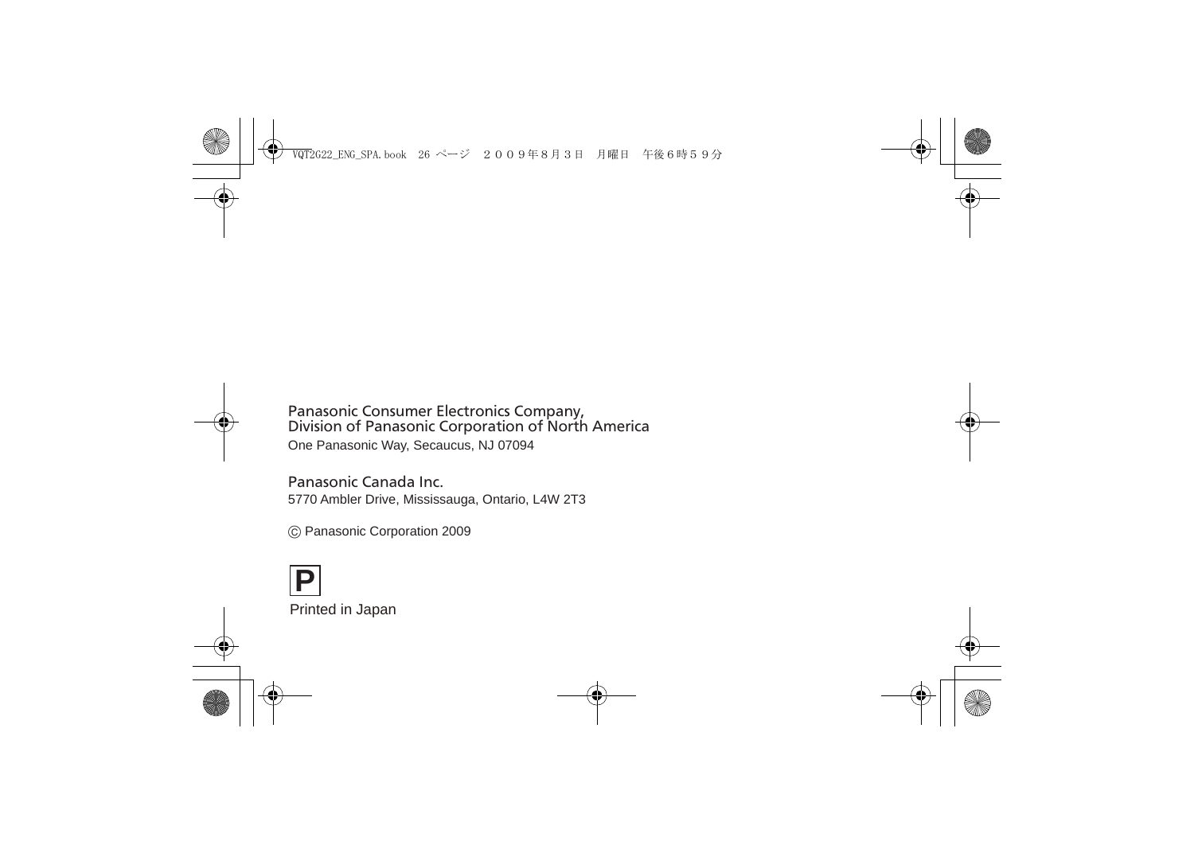Panasonic Consumer Electronics Company,
Division of Panasonic Corporation of North America
One Panasonic Way, Secaucus, NJ 07094

Panasonic Canada Inc.
5770 Ambler Drive, Mississauga, Ontario, L4W 2T3

© Panasonic Corporation 2009

P

Printed in Japan